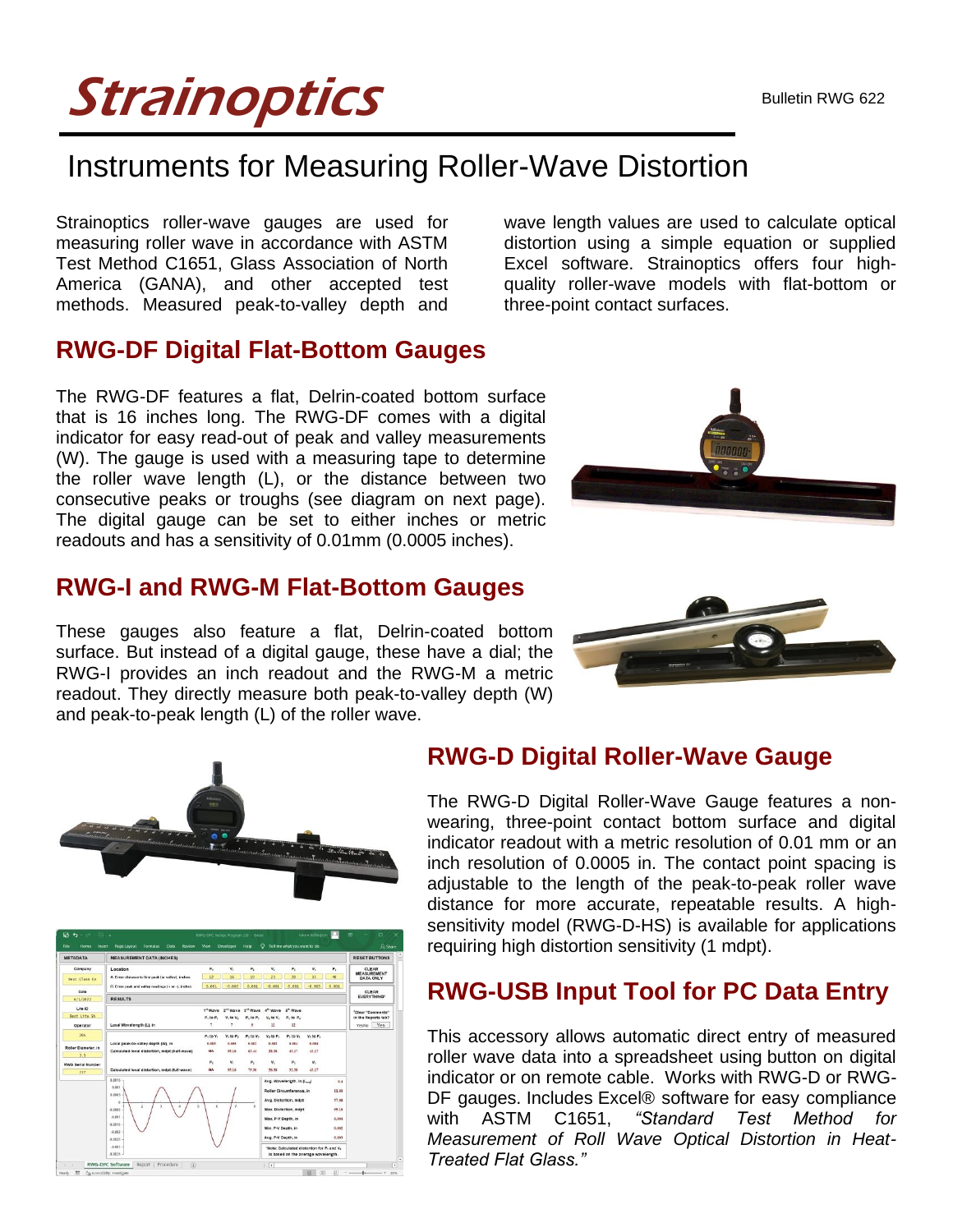# Strainoptics

Bulletin RWG 622

## Instruments for Measuring Roller-Wave Distortion

Strainoptics roller-wave gauges are used for measuring roller wave in accordance with ASTM Test Method C1651, Glass Association of North America (GANA), and other accepted test methods. Measured peak-to-valley depth and wave length values are used to calculate optical distortion using a simple equation or supplied Excel software. Strainoptics offers four high-quality roller-wave models with flat-bottom or three-point contact surfaces.

## RWG-DF Digital Flat-Bottom Gauges

The RWG-DF features a flat, Delrin-coated bottom surface that is 16 inches long. The RWG-DF comes with a digital indicator for easy read-out of peak and valley measurements (W). The gauge is used with a measuring tape to determine the roller wave length (L), or the distance between two consecutive peaks or troughs (see diagram on next page). The digital gauge can be set to either inches or metric readouts and has a sensitivity of 0.01mm (0.0005 inches).

## RWG-I and RWG-M Flat-Bottom Gauges

These gauges also feature a flat, Delrin-coated bottom surface. But instead of a digital gauge, these have a dial; the RWG-I provides an inch readout and the RWG-M a metric readout. They directly measure both peak-to-valley depth (W) and peak-to-peak length (L) of the roller wave.

## RWG-D Digital Roller-Wave Gauge

The RWG-D Digital Roller-Wave Gauge features a non-wearing, three-point contact bottom surface and digital indicator readout with a metric resolution of 0.01 mm or an inch resolution of 0.0005 in. The contact point spacing is adjustable to the length of the peak-to-peak roller wave distance for more accurate, repeatable results. A high-sensitivity model (RWG-D-HS) is available for applications requiring high distortion sensitivity (1 mdpt).

## RWG-USB Input Tool for PC Data Entry

This accessory allows automatic direct entry of measured roller wave data into a spreadsheet using button on digital indicator or on remote cable. Works with RWG-D or RWG-DF gauges. Includes Excel® software for easy compliance with ASTM C1651, *"Standard Test Method for Measurement of Roll Wave Optical Distortion in Heat-Treated Flat Glass."*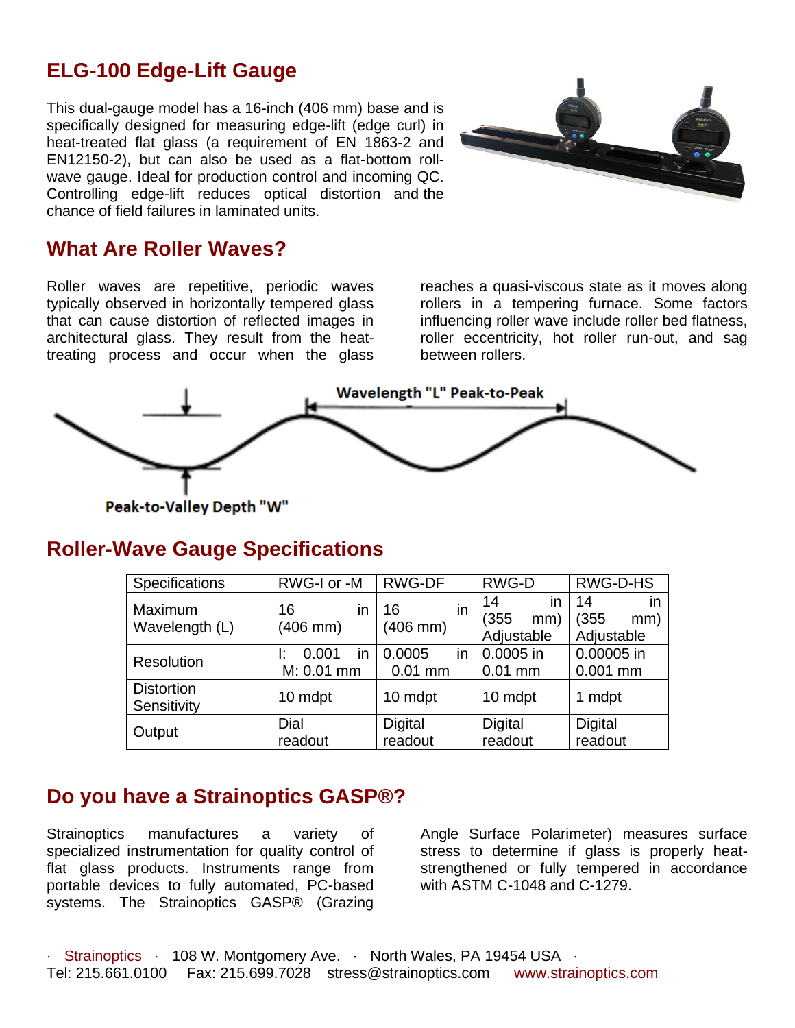## ELG-100 Edge-Lift Gauge

This dual-gauge model has a 16-inch (406 mm) base and is specifically designed for measuring edge-lift (edge curl) in heat-treated flat glass (a requirement of EN 1863-2 and EN12150-2), but can also be used as a flat-bottom roll-wave gauge. Ideal for production control and incoming QC. Controlling edge-lift reduces optical distortion and the chance of field failures in laminated units.

## What Are Roller Waves?

Roller waves are repetitive, periodic waves typically observed in horizontally tempered glass that can cause distortion of reflected images in architectural glass. They result from the heat-treating process and occur when the glass reaches a quasi-viscous state as it moves along rollers in a tempering furnace. Some factors influencing roller wave include roller bed flatness, roller eccentricity, hot roller run-out, and sag between rollers.

Wavelength "L" Peak-to-Peak

Peak-to-Valley Depth "W"

## Roller-Wave Gauge Specifications

| Specifications | RWG-I or -M | RWG-DF | RWG-D | RWG-D-HS |
|---|---|---|---|---|
| Maximum Wavelength (L) | 16 in (406 mm) | 16 in (406 mm) | 14 in (355 mm) Adjustable | 14 in (355 mm) Adjustable |
| Resolution | I: 0.001 in M: 0.01 mm | 0.0005 in 0.01 mm | 0.0005 in 0.01 mm | 0.00005 in 0.001 mm |
| Distortion Sensitivity | 10 mdpt | 10 mdpt | 10 mdpt | 1 mdpt |
| Output | Dial readout | Digital readout | Digital readout | Digital readout |

## Do you have a Strainoptics GASP®?

Strainoptics manufactures a variety of specialized instrumentation for quality control of flat glass products. Instruments range from portable devices to fully automated, PC-based systems. The Strainoptics GASP® (Grazing Angle Surface Polarimeter) measures surface stress to determine if glass is properly heat-strengthened or fully tempered in accordance with ASTM C-1048 and C-1279.

· Strainoptics · 108 W. Montgomery Ave. · North Wales, PA 19454 USA ·
Tel: 215.661.0100 Fax: 215.699.7028 stress@strainoptics.com www.strainoptics.com